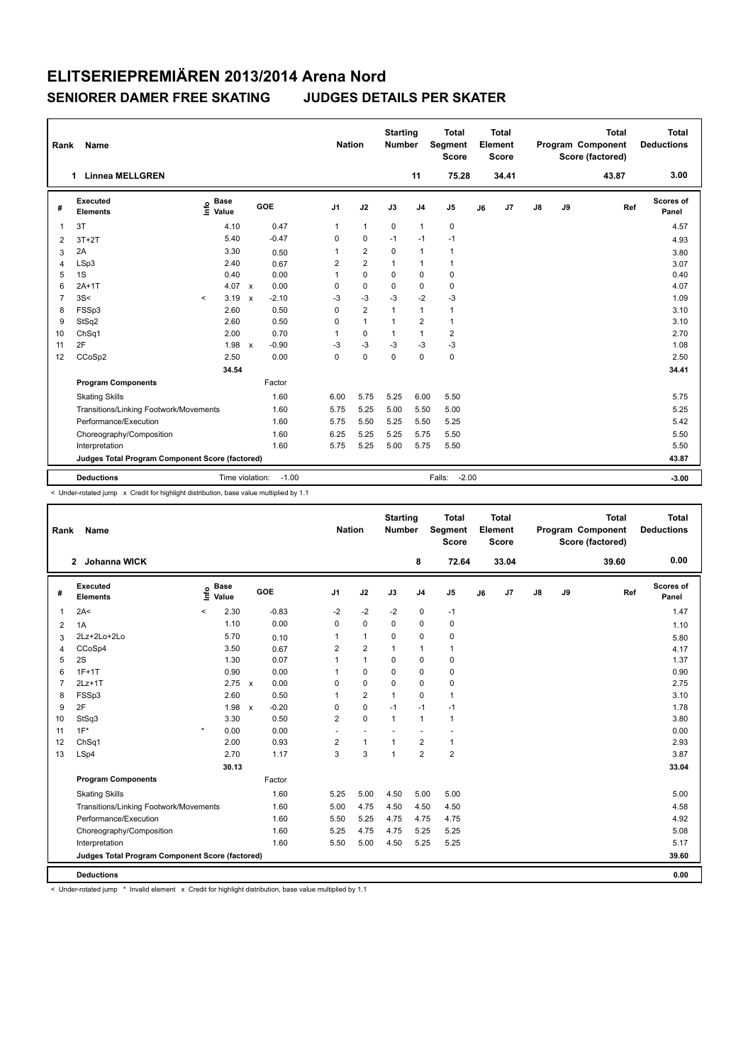# ELITSERIEPREMIÄREN 2013/2014 Arena Nord

## SENIORER DAMER FREE SKATING JUDGES DETAILS PER SKATER

| Rank | Name | Nation | Starting Number | Total Segment Score | Total Element Score | Total Program Component Score (factored) | Total Deductions |
|---|---|---|---|---|---|---|---|
| 1 | Linnea MELLGREN | | 11 | 75.28 | 34.41 | 43.87 | 3.00 |

| # | Executed Elements | Info | Base Value | | GOE | J1 | J2 | J3 | J4 | J5 | J6 | J7 | J8 | J9 | Ref | Scores of Panel |
|---|---|---|---|---|---|---|---|---|---|---|---|---|---|---|---|---|
| 1 | 3T | | 4.10 | | 0.47 | 1 | 1 | 0 | 1 | 0 | | | | | | 4.57 |
| 2 | 3T+2T | | 5.40 | | -0.47 | 0 | 0 | -1 | -1 | -1 | | | | | | 4.93 |
| 3 | 2A | | 3.30 | | 0.50 | 1 | 2 | 0 | 1 | 1 | | | | | | 3.80 |
| 4 | LSp3 | | 2.40 | | 0.67 | 2 | 2 | 1 | 1 | 1 | | | | | | 3.07 |
| 5 | 1S | | 0.40 | | 0.00 | 1 | 0 | 0 | 0 | 0 | | | | | | 0.40 |
| 6 | 2A+1T | | 4.07 | x | 0.00 | 0 | 0 | 0 | 0 | 0 | | | | | | 4.07 |
| 7 | 3S< | < | 3.19 | x | -2.10 | -3 | -3 | -3 | -2 | -3 | | | | | | 1.09 |
| 8 | FSSp3 | | 2.60 | | 0.50 | 0 | 2 | 1 | 1 | 1 | | | | | | 3.10 |
| 9 | StSq2 | | 2.60 | | 0.50 | 0 | 1 | 1 | 2 | 1 | | | | | | 3.10 |
| 10 | ChSq1 | | 2.00 | | 0.70 | 1 | 0 | 1 | 1 | 2 | | | | | | 2.70 |
| 11 | 2F | | 1.98 | x | -0.90 | -3 | -3 | -3 | -3 | -3 | | | | | | 1.08 |
| 12 | CCoSp2 | | 2.50 | | 0.00 | 0 | 0 | 0 | 0 | 0 | | | | | | 2.50 |
| | | | 34.54 | | | | | | | | | | | | | 34.41 |
| | **Program Components** | | | | Factor | | | | | | | | | | | |
| | Skating Skills | | | | 1.60 | 6.00 | 5.75 | 5.25 | 6.00 | 5.50 | | | | | | 5.75 |
| | Transitions/Linking Footwork/Movements | | | | 1.60 | 5.75 | 5.25 | 5.00 | 5.50 | 5.00 | | | | | | 5.25 |
| | Performance/Execution | | | | 1.60 | 5.75 | 5.50 | 5.25 | 5.50 | 5.25 | | | | | | 5.42 |
| | Choreography/Composition | | | | 1.60 | 6.25 | 5.25 | 5.25 | 5.75 | 5.50 | | | | | | 5.50 |
| | Interpretation | | | | 1.60 | 5.75 | 5.25 | 5.00 | 5.75 | 5.50 | | | | | | 5.50 |
| | **Judges Total Program Component Score (factored)** | | | | | | | | | | | | | | | 43.87 |
| | **Deductions** | | Time violation: | | -1.00 | | | | | Falls: -2.00 | | | | | | -3.00 |

< Under-rotated jump x Credit for highlight distribution, base value multiplied by 1.1

| Rank | Name | Nation | Starting Number | Total Segment Score | Total Element Score | Total Program Component Score (factored) | Total Deductions |
|---|---|---|---|---|---|---|---|
| 2 | Johanna WICK | | 8 | 72.64 | 33.04 | 39.60 | 0.00 |

| # | Executed Elements | Info | Base Value | | GOE | J1 | J2 | J3 | J4 | J5 | J6 | J7 | J8 | J9 | Ref | Scores of Panel |
|---|---|---|---|---|---|---|---|---|---|---|---|---|---|---|---|---|
| 1 | 2A< | < | 2.30 | | -0.83 | -2 | -2 | -2 | 0 | -1 | | | | | | 1.47 |
| 2 | 1A | | 1.10 | | 0.00 | 0 | 0 | 0 | 0 | 0 | | | | | | 1.10 |
| 3 | 2Lz+2Lo+2Lo | | 5.70 | | 0.10 | 1 | 1 | 0 | 0 | 0 | | | | | | 5.80 |
| 4 | CCoSp4 | | 3.50 | | 0.67 | 2 | 2 | 1 | 1 | 1 | | | | | | 4.17 |
| 5 | 2S | | 1.30 | | 0.07 | 1 | 1 | 0 | 0 | 0 | | | | | | 1.37 |
| 6 | 1F+1T | | 0.90 | | 0.00 | 1 | 0 | 0 | 0 | 0 | | | | | | 0.90 |
| 7 | 2Lz+1T | | 2.75 | x | 0.00 | 0 | 0 | 0 | 0 | 0 | | | | | | 2.75 |
| 8 | FSSp3 | | 2.60 | | 0.50 | 1 | 2 | 1 | 0 | 1 | | | | | | 3.10 |
| 9 | 2F | | 1.98 | x | -0.20 | 0 | 0 | -1 | -1 | -1 | | | | | | 1.78 |
| 10 | StSq3 | | 3.30 | | 0.50 | 2 | 0 | 1 | 1 | 1 | | | | | | 3.80 |
| 11 | 1F* | * | 0.00 | | 0.00 | - | - | - | - | - | | | | | | 0.00 |
| 12 | ChSq1 | | 2.00 | | 0.93 | 2 | 1 | 1 | 2 | 1 | | | | | | 2.93 |
| 13 | LSp4 | | 2.70 | | 1.17 | 3 | 3 | 1 | 2 | 2 | | | | | | 3.87 |
| | | | 30.13 | | | | | | | | | | | | | 33.04 |
| | **Program Components** | | | | Factor | | | | | | | | | | | |
| | Skating Skills | | | | 1.60 | 5.25 | 5.00 | 4.50 | 5.00 | 5.00 | | | | | | 5.00 |
| | Transitions/Linking Footwork/Movements | | | | 1.60 | 5.00 | 4.75 | 4.50 | 4.50 | 4.50 | | | | | | 4.58 |
| | Performance/Execution | | | | 1.60 | 5.50 | 5.25 | 4.75 | 4.75 | 4.75 | | | | | | 4.92 |
| | Choreography/Composition | | | | 1.60 | 5.25 | 4.75 | 4.75 | 5.25 | 5.25 | | | | | | 5.08 |
| | Interpretation | | | | 1.60 | 5.50 | 5.00 | 4.50 | 5.25 | 5.25 | | | | | | 5.17 |
| | **Judges Total Program Component Score (factored)** | | | | | | | | | | | | | | | 39.60 |
| | **Deductions** | | | | | | | | | | | | | | | 0.00 |

< Under-rotated jump * Invalid element x Credit for highlight distribution, base value multiplied by 1.1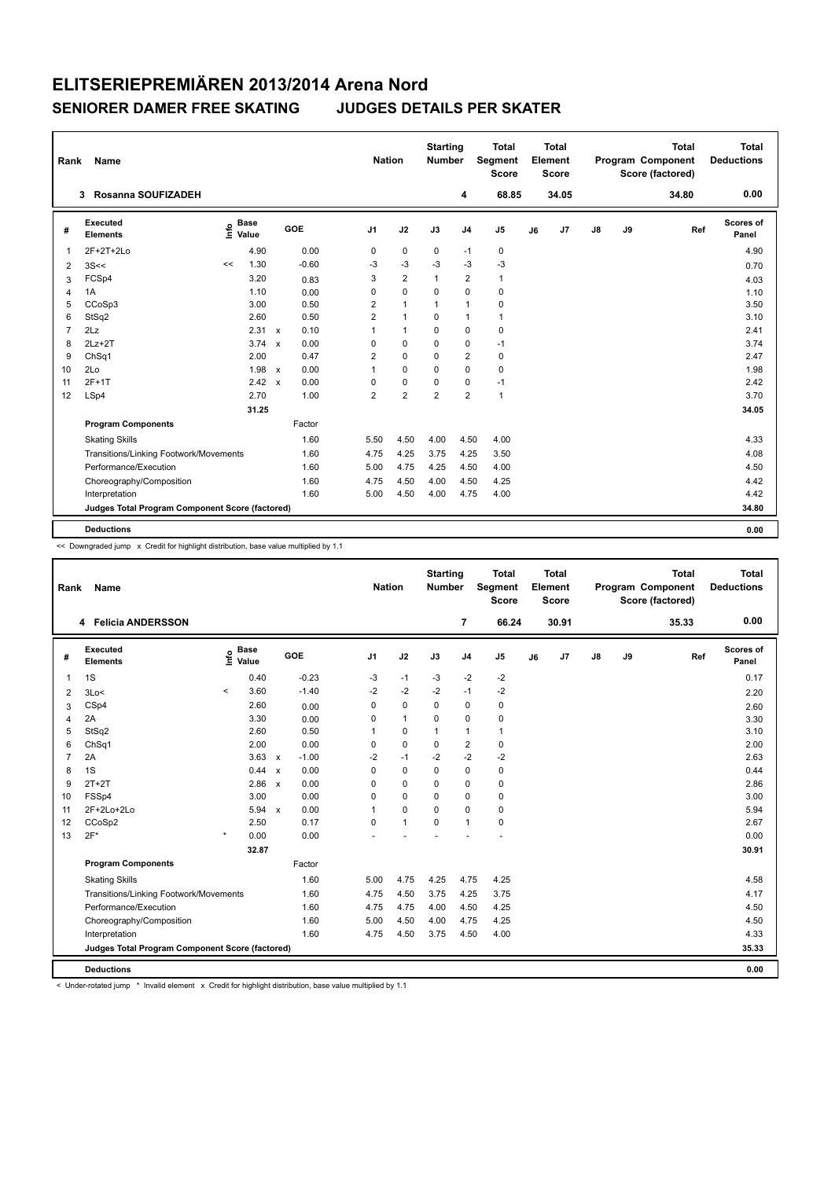# ELITSERIEPREMIÄREN 2013/2014 Arena Nord

## SENIORER DAMER FREE SKATING JUDGES DETAILS PER SKATER

| Rank | Name | Nation | Starting Number | Total Segment Score | Total Element Score | Total Program Component Score (factored) | Total Deductions |
|---|---|---|---|---|---|---|---|
| 3 | Rosanna SOUFIZADEH | | 4 | 68.85 | 34.05 | 34.80 | 0.00 |

| # | Executed Elements | Info | Base Value | | GOE | J1 | J2 | J3 | J4 | J5 | J6 | J7 | J8 | J9 | Ref | Scores of Panel |
|---|---|---|---|---|---|---|---|---|---|---|---|---|---|---|---|---|
| 1 | 2F+2T+2Lo | | 4.90 | | 0.00 | 0 | 0 | 0 | -1 | 0 | | | | | | 4.90 |
| 2 | 3S<< | << | 1.30 | | -0.60 | -3 | -3 | -3 | -3 | -3 | | | | | | 0.70 |
| 3 | FCSp4 | | 3.20 | | 0.83 | 3 | 2 | 1 | 2 | 1 | | | | | | 4.03 |
| 4 | 1A | | 1.10 | | 0.00 | 0 | 0 | 0 | 0 | 0 | | | | | | 1.10 |
| 5 | CCoSp3 | | 3.00 | | 0.50 | 2 | 1 | 1 | 1 | 0 | | | | | | 3.50 |
| 6 | StSq2 | | 2.60 | | 0.50 | 2 | 1 | 0 | 1 | 1 | | | | | | 3.10 |
| 7 | 2Lz | | 2.31 | x | 0.10 | 1 | 1 | 0 | 0 | 0 | | | | | | 2.41 |
| 8 | 2Lz+2T | | 3.74 | x | 0.00 | 0 | 0 | 0 | 0 | -1 | | | | | | 3.74 |
| 9 | ChSq1 | | 2.00 | | 0.47 | 2 | 0 | 0 | 2 | 0 | | | | | | 2.47 |
| 10 | 2Lo | | 1.98 | x | 0.00 | 1 | 0 | 0 | 0 | 0 | | | | | | 1.98 |
| 11 | 2F+1T | | 2.42 | x | 0.00 | 0 | 0 | 0 | 0 | -1 | | | | | | 2.42 |
| 12 | LSp4 | | 2.70 | | 1.00 | 2 | 2 | 2 | 2 | 1 | | | | | | 3.70 |
| | | | 31.25 | | | | | | | | | | | | | 34.05 |
| | **Program Components** | | | | Factor | | | | | | | | | | | |
| | Skating Skills | | | | 1.60 | 5.50 | 4.50 | 4.00 | 4.50 | 4.00 | | | | | | 4.33 |
| | Transitions/Linking Footwork/Movements | | | | 1.60 | 4.75 | 4.25 | 3.75 | 4.25 | 3.50 | | | | | | 4.08 |
| | Performance/Execution | | | | 1.60 | 5.00 | 4.75 | 4.25 | 4.50 | 4.00 | | | | | | 4.50 |
| | Choreography/Composition | | | | 1.60 | 4.75 | 4.50 | 4.00 | 4.50 | 4.25 | | | | | | 4.42 |
| | Interpretation | | | | 1.60 | 5.00 | 4.50 | 4.00 | 4.75 | 4.00 | | | | | | 4.42 |
| | **Judges Total Program Component Score (factored)** | | | | | | | | | | | | | | | 34.80 |
| | **Deductions** | | | | | | | | | | | | | | | 0.00 |

<< Downgraded jump x Credit for highlight distribution, base value multiplied by 1.1

| Rank | Name | Nation | Starting Number | Total Segment Score | Total Element Score | Total Program Component Score (factored) | Total Deductions |
|---|---|---|---|---|---|---|---|
| 4 | Felicia ANDERSSON | | 7 | 66.24 | 30.91 | 35.33 | 0.00 |

| # | Executed Elements | Info | Base Value | | GOE | J1 | J2 | J3 | J4 | J5 | J6 | J7 | J8 | J9 | Ref | Scores of Panel |
|---|---|---|---|---|---|---|---|---|---|---|---|---|---|---|---|---|
| 1 | 1S | | 0.40 | | -0.23 | -3 | -1 | -3 | -2 | -2 | | | | | | 0.17 |
| 2 | 3Lo< | < | 3.60 | | -1.40 | -2 | -2 | -2 | -1 | -2 | | | | | | 2.20 |
| 3 | CSp4 | | 2.60 | | 0.00 | 0 | 0 | 0 | 0 | 0 | | | | | | 2.60 |
| 4 | 2A | | 3.30 | | 0.00 | 0 | 1 | 0 | 0 | 0 | | | | | | 3.30 |
| 5 | StSq2 | | 2.60 | | 0.50 | 1 | 0 | 1 | 1 | 1 | | | | | | 3.10 |
| 6 | ChSq1 | | 2.00 | | 0.00 | 0 | 0 | 0 | 2 | 0 | | | | | | 2.00 |
| 7 | 2A | | 3.63 | x | -1.00 | -2 | -1 | -2 | -2 | -2 | | | | | | 2.63 |
| 8 | 1S | | 0.44 | x | 0.00 | 0 | 0 | 0 | 0 | 0 | | | | | | 0.44 |
| 9 | 2T+2T | | 2.86 | x | 0.00 | 0 | 0 | 0 | 0 | 0 | | | | | | 2.86 |
| 10 | FSSp4 | | 3.00 | | 0.00 | 0 | 0 | 0 | 0 | 0 | | | | | | 3.00 |
| 11 | 2F+2Lo+2Lo | | 5.94 | x | 0.00 | 1 | 0 | 0 | 0 | 0 | | | | | | 5.94 |
| 12 | CCoSp2 | | 2.50 | | 0.17 | 0 | 1 | 0 | 1 | 0 | | | | | | 2.67 |
| 13 | 2F* | * | 0.00 | | 0.00 | - | - | - | - | - | | | | | | 0.00 |
| | | | 32.87 | | | | | | | | | | | | | 30.91 |
| | **Program Components** | | | | Factor | | | | | | | | | | | |
| | Skating Skills | | | | 1.60 | 5.00 | 4.75 | 4.25 | 4.75 | 4.25 | | | | | | 4.58 |
| | Transitions/Linking Footwork/Movements | | | | 1.60 | 4.75 | 4.50 | 3.75 | 4.25 | 3.75 | | | | | | 4.17 |
| | Performance/Execution | | | | 1.60 | 4.75 | 4.75 | 4.00 | 4.50 | 4.25 | | | | | | 4.50 |
| | Choreography/Composition | | | | 1.60 | 5.00 | 4.50 | 4.00 | 4.75 | 4.25 | | | | | | 4.50 |
| | Interpretation | | | | 1.60 | 4.75 | 4.50 | 3.75 | 4.50 | 4.00 | | | | | | 4.33 |
| | **Judges Total Program Component Score (factored)** | | | | | | | | | | | | | | | 35.33 |
| | **Deductions** | | | | | | | | | | | | | | | 0.00 |

< Under-rotated jump * Invalid element x Credit for highlight distribution, base value multiplied by 1.1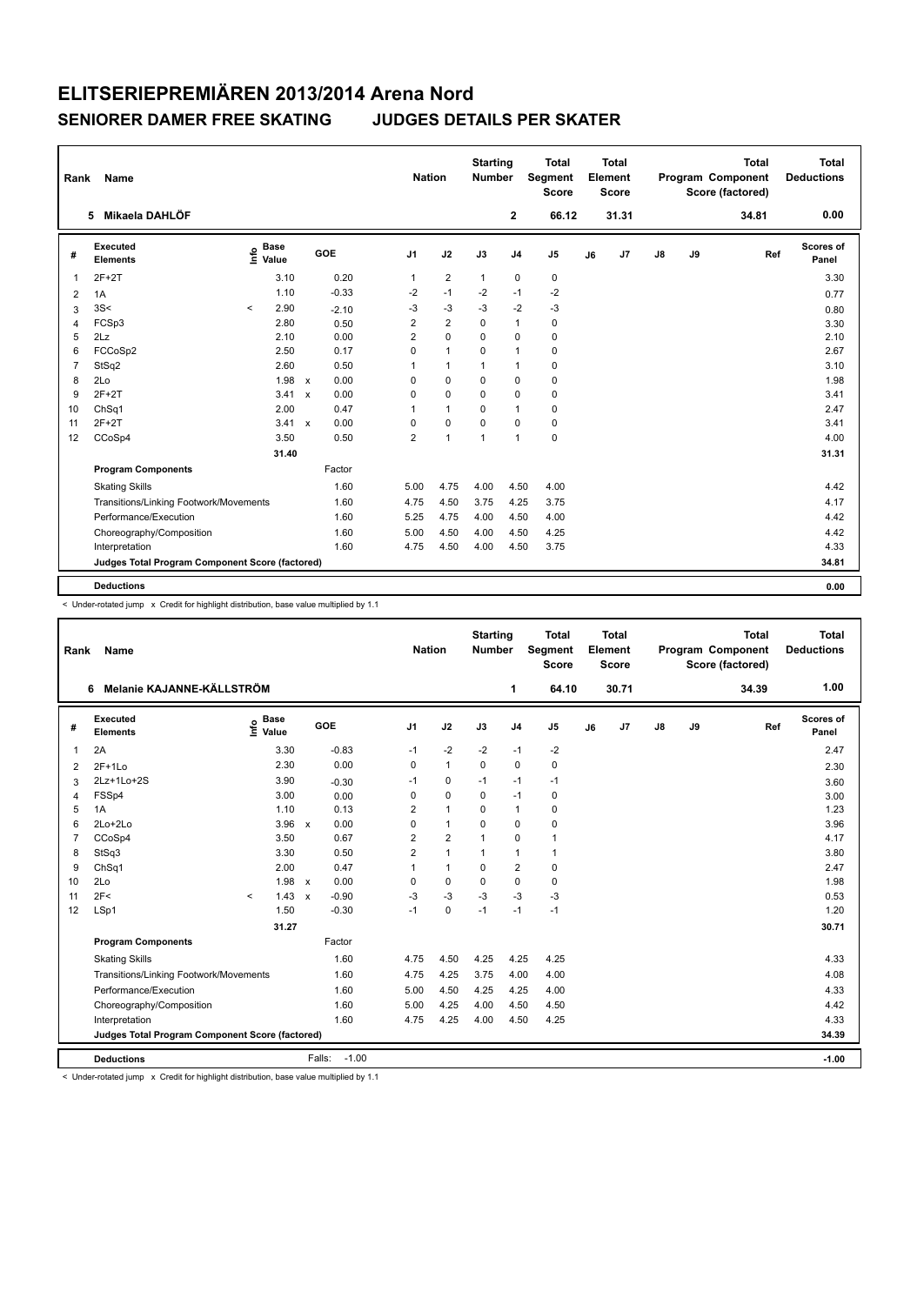# ELITSERIEPREMIÄREN 2013/2014 Arena Nord

## SENIORER DAMER FREE SKATING     JUDGES DETAILS PER SKATER

| Rank | Name | Nation | Starting Number | Total Segment Score | Total Element Score | Total Program Component Score (factored) | Total Deductions |
|---|---|---|---|---|---|---|---|
| 5 | Mikaela DAHLÖF | | 2 | 66.12 | 31.31 | 34.81 | 0.00 |

| # | Executed Elements | Info | Base Value | | GOE | J1 | J2 | J3 | J4 | J5 | J6 | J7 | J8 | J9 | Ref | Scores of Panel |
|---|---|---|---|---|---|---|---|---|---|---|---|---|---|---|---|---|
| 1 | 2F+2T | | 3.10 | | 0.20 | 1 | 2 | 1 | 0 | 0 | | | | | | 3.30 |
| 2 | 1A | | 1.10 | | -0.33 | -2 | -1 | -2 | -1 | -2 | | | | | | 0.77 |
| 3 | 3S< | < | 2.90 | | -2.10 | -3 | -3 | -3 | -2 | -3 | | | | | | 0.80 |
| 4 | FCSp3 | | 2.80 | | 0.50 | 2 | 2 | 0 | 1 | 0 | | | | | | 3.30 |
| 5 | 2Lz | | 2.10 | | 0.00 | 2 | 0 | 0 | 0 | 0 | | | | | | 2.10 |
| 6 | FCCoSp2 | | 2.50 | | 0.17 | 0 | 1 | 0 | 1 | 0 | | | | | | 2.67 |
| 7 | StSq2 | | 2.60 | | 0.50 | 1 | 1 | 1 | 1 | 0 | | | | | | 3.10 |
| 8 | 2Lo | | 1.98 | x | 0.00 | 0 | 0 | 0 | 0 | 0 | | | | | | 1.98 |
| 9 | 2F+2T | | 3.41 | x | 0.00 | 0 | 0 | 0 | 0 | 0 | | | | | | 3.41 |
| 10 | ChSq1 | | 2.00 | | 0.47 | 1 | 1 | 0 | 1 | 0 | | | | | | 2.47 |
| 11 | 2F+2T | | 3.41 | x | 0.00 | 0 | 0 | 0 | 0 | 0 | | | | | | 3.41 |
| 12 | CCoSp4 | | 3.50 | | 0.50 | 2 | 1 | 1 | 1 | 0 | | | | | | 4.00 |
| | | | 31.40 | | | | | | | | | | | | | 31.31 |
| | **Program Components** | | | | Factor | | | | | | | | | | | |
| | Skating Skills | | | | 1.60 | 5.00 | 4.75 | 4.00 | 4.50 | 4.00 | | | | | | 4.42 |
| | Transitions/Linking Footwork/Movements | | | | 1.60 | 4.75 | 4.50 | 3.75 | 4.25 | 3.75 | | | | | | 4.17 |
| | Performance/Execution | | | | 1.60 | 5.25 | 4.75 | 4.00 | 4.50 | 4.00 | | | | | | 4.42 |
| | Choreography/Composition | | | | 1.60 | 5.00 | 4.50 | 4.00 | 4.50 | 4.25 | | | | | | 4.42 |
| | Interpretation | | | | 1.60 | 4.75 | 4.50 | 4.00 | 4.50 | 3.75 | | | | | | 4.33 |
| | **Judges Total Program Component Score (factored)** | | | | | | | | | | | | | | | 34.81 |
| | **Deductions** | | | | | | | | | | | | | | | 0.00 |

< Under-rotated jump   x Credit for highlight distribution, base value multiplied by 1.1

| Rank | Name | Nation | Starting Number | Total Segment Score | Total Element Score | Total Program Component Score (factored) | Total Deductions |
|---|---|---|---|---|---|---|---|
| 6 | Melanie KAJANNE-KÄLLSTRÖM | | 1 | 64.10 | 30.71 | 34.39 | 1.00 |

| # | Executed Elements | Info | Base Value | | GOE | J1 | J2 | J3 | J4 | J5 | J6 | J7 | J8 | J9 | Ref | Scores of Panel |
|---|---|---|---|---|---|---|---|---|---|---|---|---|---|---|---|---|
| 1 | 2A | | 3.30 | | -0.83 | -1 | -2 | -2 | -1 | -2 | | | | | | 2.47 |
| 2 | 2F+1Lo | | 2.30 | | 0.00 | 0 | 1 | 0 | 0 | 0 | | | | | | 2.30 |
| 3 | 2Lz+1Lo+2S | | 3.90 | | -0.30 | -1 | 0 | -1 | -1 | -1 | | | | | | 3.60 |
| 4 | FSSp4 | | 3.00 | | 0.00 | 0 | 0 | 0 | -1 | 0 | | | | | | 3.00 |
| 5 | 1A | | 1.10 | | 0.13 | 2 | 1 | 0 | 1 | 0 | | | | | | 1.23 |
| 6 | 2Lo+2Lo | | 3.96 | x | 0.00 | 0 | 1 | 0 | 0 | 0 | | | | | | 3.96 |
| 7 | CCoSp4 | | 3.50 | | 0.67 | 2 | 2 | 1 | 0 | 1 | | | | | | 4.17 |
| 8 | StSq3 | | 3.30 | | 0.50 | 2 | 1 | 1 | 1 | 1 | | | | | | 3.80 |
| 9 | ChSq1 | | 2.00 | | 0.47 | 1 | 1 | 0 | 2 | 0 | | | | | | 2.47 |
| 10 | 2Lo | | 1.98 | x | 0.00 | 0 | 0 | 0 | 0 | 0 | | | | | | 1.98 |
| 11 | 2F< | < | 1.43 | x | -0.90 | -3 | -3 | -3 | -3 | -3 | | | | | | 0.53 |
| 12 | LSp1 | | 1.50 | | -0.30 | -1 | 0 | -1 | -1 | -1 | | | | | | 1.20 |
| | | | 31.27 | | | | | | | | | | | | | 30.71 |
| | **Program Components** | | | | Factor | | | | | | | | | | | |
| | Skating Skills | | | | 1.60 | 4.75 | 4.50 | 4.25 | 4.25 | 4.25 | | | | | | 4.33 |
| | Transitions/Linking Footwork/Movements | | | | 1.60 | 4.75 | 4.25 | 3.75 | 4.00 | 4.00 | | | | | | 4.08 |
| | Performance/Execution | | | | 1.60 | 5.00 | 4.50 | 4.25 | 4.25 | 4.00 | | | | | | 4.33 |
| | Choreography/Composition | | | | 1.60 | 5.00 | 4.25 | 4.00 | 4.50 | 4.50 | | | | | | 4.42 |
| | Interpretation | | | | 1.60 | 4.75 | 4.25 | 4.00 | 4.50 | 4.25 | | | | | | 4.33 |
| | **Judges Total Program Component Score (factored)** | | | | | | | | | | | | | | | 34.39 |
| | **Deductions** | | | | Falls: -1.00 | | | | | | | | | | | -1.00 |

< Under-rotated jump   x Credit for highlight distribution, base value multiplied by 1.1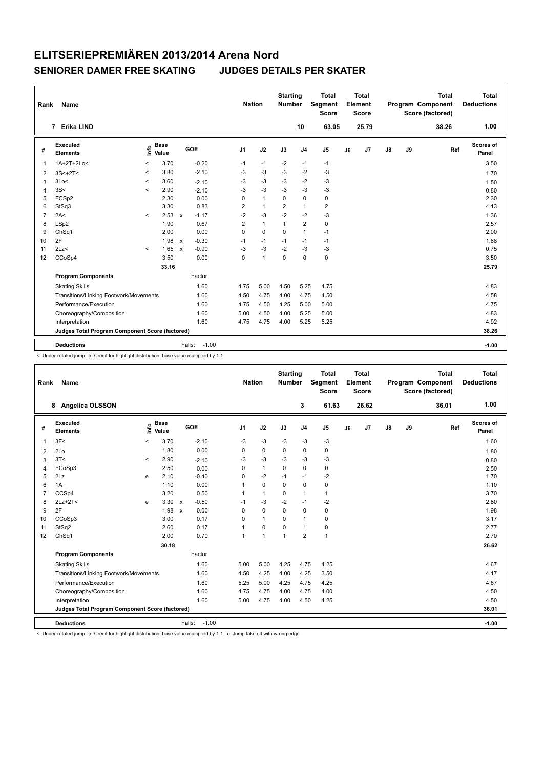# ELITSERIEPREMIÄREN 2013/2014 Arena Nord

## SENIORER DAMER FREE SKATING JUDGES DETAILS PER SKATER

| Rank | Name | Nation | Starting Number | Total Segment Score | Total Element Score | Total Program Component Score (factored) | Total Deductions |
|---|---|---|---|---|---|---|---|
| 7 | Erika LIND | | 10 | 63.05 | 25.79 | 38.26 | 1.00 |

| # | Executed Elements | Info | Base Value | | GOE | J1 | J2 | J3 | J4 | J5 | J6 | J7 | J8 | J9 | Ref | Scores of Panel |
|---|---|---|---|---|---|---|---|---|---|---|---|---|---|---|---|---|
| 1 | 1A+2T+2Lo< | < | 3.70 | | -0.20 | -1 | -1 | -2 | -1 | -1 | | | | | | 3.50 |
| 2 | 3S<+2T< | < | 3.80 | | -2.10 | -3 | -3 | -3 | -2 | -3 | | | | | | 1.70 |
| 3 | 3Lo< | < | 3.60 | | -2.10 | -3 | -3 | -3 | -2 | -3 | | | | | | 1.50 |
| 4 | 3S< | < | 2.90 | | -2.10 | -3 | -3 | -3 | -3 | -3 | | | | | | 0.80 |
| 5 | FCSp2 | | 2.30 | | 0.00 | 0 | 1 | 0 | 0 | 0 | | | | | | 2.30 |
| 6 | StSq3 | | 3.30 | | 0.83 | 2 | 1 | 2 | 1 | 2 | | | | | | 4.13 |
| 7 | 2A< | < | 2.53 | x | -1.17 | -2 | -3 | -2 | -2 | -3 | | | | | | 1.36 |
| 8 | LSp2 | | 1.90 | | 0.67 | 2 | 1 | 1 | 2 | 0 | | | | | | 2.57 |
| 9 | ChSq1 | | 2.00 | | 0.00 | 0 | 0 | 0 | 1 | -1 | | | | | | 2.00 |
| 10 | 2F | | 1.98 | x | -0.30 | -1 | -1 | -1 | -1 | -1 | | | | | | 1.68 |
| 11 | 2Lz< | < | 1.65 | x | -0.90 | -3 | -3 | -2 | -3 | -3 | | | | | | 0.75 |
| 12 | CCoSp4 | | 3.50 | | 0.00 | 0 | 1 | 0 | 0 | 0 | | | | | | 3.50 |
| | | | 33.16 | | | | | | | | | | | | | 25.79 |
| | **Program Components** | | | | Factor | | | | | | | | | | | |
| | Skating Skills | | | | 1.60 | 4.75 | 5.00 | 4.50 | 5.25 | 4.75 | | | | | | 4.83 |
| | Transitions/Linking Footwork/Movements | | | | 1.60 | 4.50 | 4.75 | 4.00 | 4.75 | 4.50 | | | | | | 4.58 |
| | Performance/Execution | | | | 1.60 | 4.75 | 4.50 | 4.25 | 5.00 | 5.00 | | | | | | 4.75 |
| | Choreography/Composition | | | | 1.60 | 5.00 | 4.50 | 4.00 | 5.25 | 5.00 | | | | | | 4.83 |
| | Interpretation | | | | 1.60 | 4.75 | 4.75 | 4.00 | 5.25 | 5.25 | | | | | | 4.92 |
| | **Judges Total Program Component Score (factored)** | | | | | | | | | | | | | | | 38.26 |
| | **Deductions** | | | | Falls: -1.00 | | | | | | | | | | | -1.00 |

< Under-rotated jump x Credit for highlight distribution, base value multiplied by 1.1

| Rank | Name | Nation | Starting Number | Total Segment Score | Total Element Score | Total Program Component Score (factored) | Total Deductions |
|---|---|---|---|---|---|---|---|
| 8 | Angelica OLSSON | | 3 | 61.63 | 26.62 | 36.01 | 1.00 |

| # | Executed Elements | Info | Base Value | | GOE | J1 | J2 | J3 | J4 | J5 | J6 | J7 | J8 | J9 | Ref | Scores of Panel |
|---|---|---|---|---|---|---|---|---|---|---|---|---|---|---|---|---|
| 1 | 3F< | < | 3.70 | | -2.10 | -3 | -3 | -3 | -3 | -3 | | | | | | 1.60 |
| 2 | 2Lo | | 1.80 | | 0.00 | 0 | 0 | 0 | 0 | 0 | | | | | | 1.80 |
| 3 | 3T< | < | 2.90 | | -2.10 | -3 | -3 | -3 | -3 | -3 | | | | | | 0.80 |
| 4 | FCoSp3 | | 2.50 | | 0.00 | 0 | 1 | 0 | 0 | 0 | | | | | | 2.50 |
| 5 | 2Lz | e | 2.10 | | -0.40 | 0 | -2 | -1 | -1 | -2 | | | | | | 1.70 |
| 6 | 1A | | 1.10 | | 0.00 | 1 | 0 | 0 | 0 | 0 | | | | | | 1.10 |
| 7 | CCSp4 | | 3.20 | | 0.50 | 1 | 1 | 0 | 1 | 1 | | | | | | 3.70 |
| 8 | 2Lz+2T< | e | 3.30 | x | -0.50 | -1 | -3 | -2 | -1 | -2 | | | | | | 2.80 |
| 9 | 2F | | 1.98 | x | 0.00 | 0 | 0 | 0 | 0 | 0 | | | | | | 1.98 |
| 10 | CCoSp3 | | 3.00 | | 0.17 | 0 | 1 | 0 | 1 | 0 | | | | | | 3.17 |
| 11 | StSq2 | | 2.60 | | 0.17 | 1 | 0 | 0 | 1 | 0 | | | | | | 2.77 |
| 12 | ChSq1 | | 2.00 | | 0.70 | 1 | 1 | 1 | 2 | 1 | | | | | | 2.70 |
| | | | 30.18 | | | | | | | | | | | | | 26.62 |
| | **Program Components** | | | | Factor | | | | | | | | | | | |
| | Skating Skills | | | | 1.60 | 5.00 | 5.00 | 4.25 | 4.75 | 4.25 | | | | | | 4.67 |
| | Transitions/Linking Footwork/Movements | | | | 1.60 | 4.50 | 4.25 | 4.00 | 4.25 | 3.50 | | | | | | 4.17 |
| | Performance/Execution | | | | 1.60 | 5.25 | 5.00 | 4.25 | 4.75 | 4.25 | | | | | | 4.67 |
| | Choreography/Composition | | | | 1.60 | 4.75 | 4.75 | 4.00 | 4.75 | 4.00 | | | | | | 4.50 |
| | Interpretation | | | | 1.60 | 5.00 | 4.75 | 4.00 | 4.50 | 4.25 | | | | | | 4.50 |
| | **Judges Total Program Component Score (factored)** | | | | | | | | | | | | | | | 36.01 |
| | **Deductions** | | | | Falls: -1.00 | | | | | | | | | | | -1.00 |

< Under-rotated jump x Credit for highlight distribution, base value multiplied by 1.1 e Jump take off with wrong edge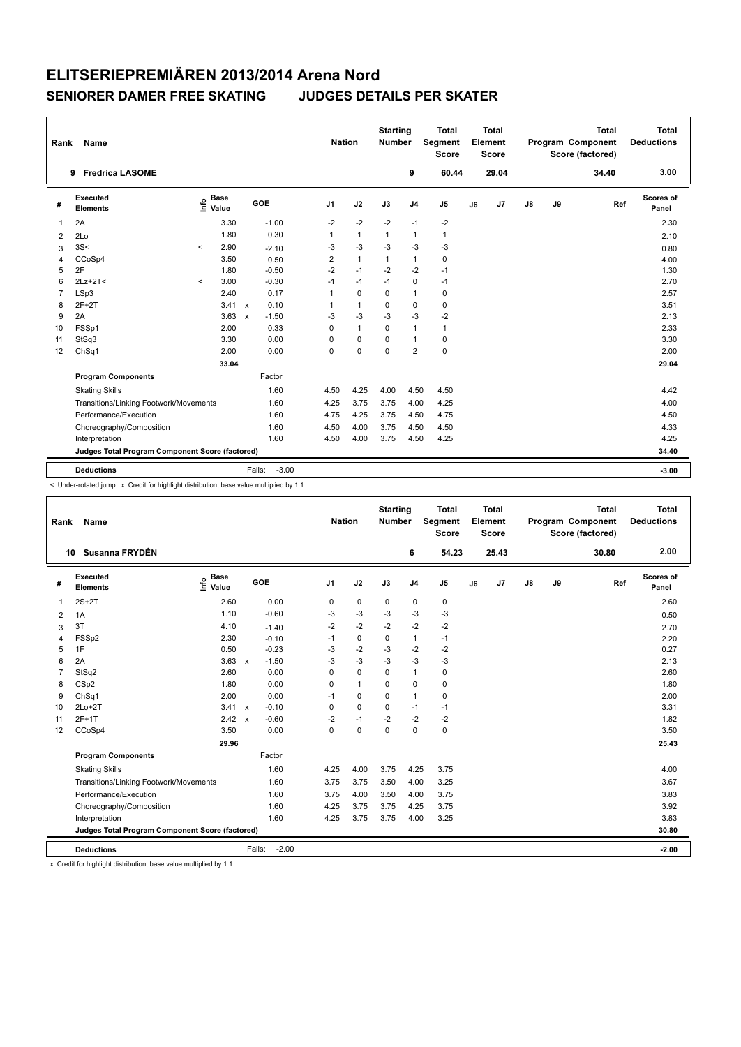# ELITSERIEPREMIÄREN 2013/2014 Arena Nord

## SENIORER DAMER FREE SKATING JUDGES DETAILS PER SKATER

| Rank | Name | Nation | Starting Number | Total Segment Score | Total Element Score | Total Program Component Score (factored) | Total Deductions |
|---|---|---|---|---|---|---|---|
| 9 | Fredrica LASOME | | 9 | 60.44 | 29.04 | 34.40 | 3.00 |

| # | Executed Elements | Info | Base Value | | GOE | J1 | J2 | J3 | J4 | J5 | J6 | J7 | J8 | J9 | Ref | Scores of Panel |
|---|---|---|---|---|---|---|---|---|---|---|---|---|---|---|---|---|
| 1 | 2A | | 3.30 | | -1.00 | -2 | -2 | -2 | -1 | -2 | | | | | | 2.30 |
| 2 | 2Lo | | 1.80 | | 0.30 | 1 | 1 | 1 | 1 | 1 | | | | | | 2.10 |
| 3 | 3S< | < | 2.90 | | -2.10 | -3 | -3 | -3 | -3 | -3 | | | | | | 0.80 |
| 4 | CCoSp4 | | 3.50 | | 0.50 | 2 | 1 | 1 | 1 | 0 | | | | | | 4.00 |
| 5 | 2F | | 1.80 | | -0.50 | -2 | -1 | -2 | -2 | -1 | | | | | | 1.30 |
| 6 | 2Lz+2T< | < | 3.00 | | -0.30 | -1 | -1 | -1 | 0 | -1 | | | | | | 2.70 |
| 7 | LSp3 | | 2.40 | | 0.17 | 1 | 0 | 0 | 1 | 0 | | | | | | 2.57 |
| 8 | 2F+2T | | 3.41 | x | 0.10 | 1 | 1 | 0 | 0 | 0 | | | | | | 3.51 |
| 9 | 2A | | 3.63 | x | -1.50 | -3 | -3 | -3 | -3 | -2 | | | | | | 2.13 |
| 10 | FSSp1 | | 2.00 | | 0.33 | 0 | 1 | 0 | 1 | 1 | | | | | | 2.33 |
| 11 | StSq3 | | 3.30 | | 0.00 | 0 | 0 | 0 | 1 | 0 | | | | | | 3.30 |
| 12 | ChSq1 | | 2.00 | | 0.00 | 0 | 0 | 0 | 2 | 0 | | | | | | 2.00 |
| | | | 33.04 | | | | | | | | | | | | | 29.04 |
| | **Program Components** | | | | Factor | | | | | | | | | | | |
| | Skating Skills | | | | 1.60 | 4.50 | 4.25 | 4.00 | 4.50 | 4.50 | | | | | | 4.42 |
| | Transitions/Linking Footwork/Movements | | | | 1.60 | 4.25 | 3.75 | 3.75 | 4.00 | 4.25 | | | | | | 4.00 |
| | Performance/Execution | | | | 1.60 | 4.75 | 4.25 | 3.75 | 4.50 | 4.75 | | | | | | 4.50 |
| | Choreography/Composition | | | | 1.60 | 4.50 | 4.00 | 3.75 | 4.50 | 4.50 | | | | | | 4.33 |
| | Interpretation | | | | 1.60 | 4.50 | 4.00 | 3.75 | 4.50 | 4.25 | | | | | | 4.25 |
| | **Judges Total Program Component Score (factored)** | | | | | | | | | | | | | | | 34.40 |
| | **Deductions** | | | | Falls: -3.00 | | | | | | | | | | | -3.00 |

< Under-rotated jump x Credit for highlight distribution, base value multiplied by 1.1

| Rank | Name | Nation | Starting Number | Total Segment Score | Total Element Score | Total Program Component Score (factored) | Total Deductions |
|---|---|---|---|---|---|---|---|
| 10 | Susanna FRYDÉN | | 6 | 54.23 | 25.43 | 30.80 | 2.00 |

| # | Executed Elements | Info | Base Value | | GOE | J1 | J2 | J3 | J4 | J5 | J6 | J7 | J8 | J9 | Ref | Scores of Panel |
|---|---|---|---|---|---|---|---|---|---|---|---|---|---|---|---|---|
| 1 | 2S+2T | | 2.60 | | 0.00 | 0 | 0 | 0 | 0 | 0 | | | | | | 2.60 |
| 2 | 1A | | 1.10 | | -0.60 | -3 | -3 | -3 | -3 | -3 | | | | | | 0.50 |
| 3 | 3T | | 4.10 | | -1.40 | -2 | -2 | -2 | -2 | -2 | | | | | | 2.70 |
| 4 | FSSp2 | | 2.30 | | -0.10 | -1 | 0 | 0 | 1 | -1 | | | | | | 2.20 |
| 5 | 1F | | 0.50 | | -0.23 | -3 | -2 | -3 | -2 | -2 | | | | | | 0.27 |
| 6 | 2A | | 3.63 | x | -1.50 | -3 | -3 | -3 | -3 | -3 | | | | | | 2.13 |
| 7 | StSq2 | | 2.60 | | 0.00 | 0 | 0 | 0 | 1 | 0 | | | | | | 2.60 |
| 8 | CSp2 | | 1.80 | | 0.00 | 0 | 1 | 0 | 0 | 0 | | | | | | 1.80 |
| 9 | ChSq1 | | 2.00 | | 0.00 | -1 | 0 | 0 | 1 | 0 | | | | | | 2.00 |
| 10 | 2Lo+2T | | 3.41 | x | -0.10 | 0 | 0 | 0 | -1 | -1 | | | | | | 3.31 |
| 11 | 2F+1T | | 2.42 | x | -0.60 | -2 | -1 | -2 | -2 | -2 | | | | | | 1.82 |
| 12 | CCoSp4 | | 3.50 | | 0.00 | 0 | 0 | 0 | 0 | 0 | | | | | | 3.50 |
| | | | 29.96 | | | | | | | | | | | | | 25.43 |
| | **Program Components** | | | | Factor | | | | | | | | | | | |
| | Skating Skills | | | | 1.60 | 4.25 | 4.00 | 3.75 | 4.25 | 3.75 | | | | | | 4.00 |
| | Transitions/Linking Footwork/Movements | | | | 1.60 | 3.75 | 3.75 | 3.50 | 4.00 | 3.25 | | | | | | 3.67 |
| | Performance/Execution | | | | 1.60 | 3.75 | 4.00 | 3.50 | 4.00 | 3.75 | | | | | | 3.83 |
| | Choreography/Composition | | | | 1.60 | 4.25 | 3.75 | 3.75 | 4.25 | 3.75 | | | | | | 3.92 |
| | Interpretation | | | | 1.60 | 4.25 | 3.75 | 3.75 | 4.00 | 3.25 | | | | | | 3.83 |
| | **Judges Total Program Component Score (factored)** | | | | | | | | | | | | | | | 30.80 |
| | **Deductions** | | | | Falls: -2.00 | | | | | | | | | | | -2.00 |

x Credit for highlight distribution, base value multiplied by 1.1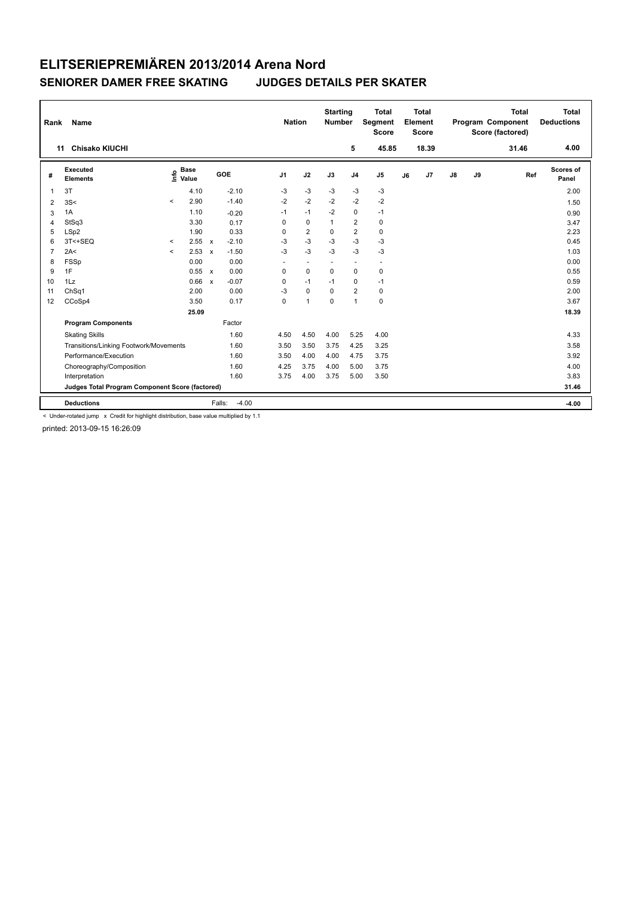# ELITSERIEPREMIÄREN 2013/2014 Arena Nord

## SENIORER DAMER FREE SKATING JUDGES DETAILS PER SKATER

| Rank | Name | Nation | Starting Number | Total Segment Score | Total Element Score | Total Program Component Score (factored) | Total Deductions |
|---|---|---|---|---|---|---|---|
| 11 | Chisako KIUCHI | | 5 | 45.85 | 18.39 | 31.46 | 4.00 |

| # | Executed Elements | Info | Base Value | | GOE | J1 | J2 | J3 | J4 | J5 | J6 | J7 | J8 | J9 | Ref | Scores of Panel |
|---|---|---|---|---|---|---|---|---|---|---|---|---|---|---|---|---|
| 1 | 3T | | 4.10 | | -2.10 | -3 | -3 | -3 | -3 | -3 | | | | | | 2.00 |
| 2 | 3S< | < | 2.90 | | -1.40 | -2 | -2 | -2 | -2 | -2 | | | | | | 1.50 |
| 3 | 1A | | 1.10 | | -0.20 | -1 | -1 | -2 | 0 | -1 | | | | | | 0.90 |
| 4 | StSq3 | | 3.30 | | 0.17 | 0 | 0 | 1 | 2 | 0 | | | | | | 3.47 |
| 5 | LSp2 | | 1.90 | | 0.33 | 0 | 2 | 0 | 2 | 0 | | | | | | 2.23 |
| 6 | 3T<+SEQ | < | 2.55 | x | -2.10 | -3 | -3 | -3 | -3 | -3 | | | | | | 0.45 |
| 7 | 2A< | < | 2.53 | x | -1.50 | -3 | -3 | -3 | -3 | -3 | | | | | | 1.03 |
| 8 | FSSp | | 0.00 | | 0.00 | - | - | - | - | - | | | | | | 0.00 |
| 9 | 1F | | 0.55 | x | 0.00 | 0 | 0 | 0 | 0 | 0 | | | | | | 0.55 |
| 10 | 1Lz | | 0.66 | x | -0.07 | 0 | -1 | -1 | 0 | -1 | | | | | | 0.59 |
| 11 | ChSq1 | | 2.00 | | 0.00 | -3 | 0 | 0 | 2 | 0 | | | | | | 2.00 |
| 12 | CCoSp4 | | 3.50 | | 0.17 | 0 | 1 | 0 | 1 | 0 | | | | | | 3.67 |
| | | | 25.09 | | | | | | | | | | | | | 18.39 |
| | **Program Components** | | | | Factor | | | | | | | | | | | |
| | Skating Skills | | | | 1.60 | 4.50 | 4.50 | 4.00 | 5.25 | 4.00 | | | | | | 4.33 |
| | Transitions/Linking Footwork/Movements | | | | 1.60 | 3.50 | 3.50 | 3.75 | 4.25 | 3.25 | | | | | | 3.58 |
| | Performance/Execution | | | | 1.60 | 3.50 | 4.00 | 4.00 | 4.75 | 3.75 | | | | | | 3.92 |
| | Choreography/Composition | | | | 1.60 | 4.25 | 3.75 | 4.00 | 5.00 | 3.75 | | | | | | 4.00 |
| | Interpretation | | | | 1.60 | 3.75 | 4.00 | 3.75 | 5.00 | 3.50 | | | | | | 3.83 |
| | **Judges Total Program Component Score (factored)** | | | | | | | | | | | | | | | 31.46 |
| | **Deductions** | | | | Falls: -4.00 | | | | | | | | | | | -4.00 |

< Under-rotated jump x Credit for highlight distribution, base value multiplied by 1.1

printed: 2013-09-15 16:26:09